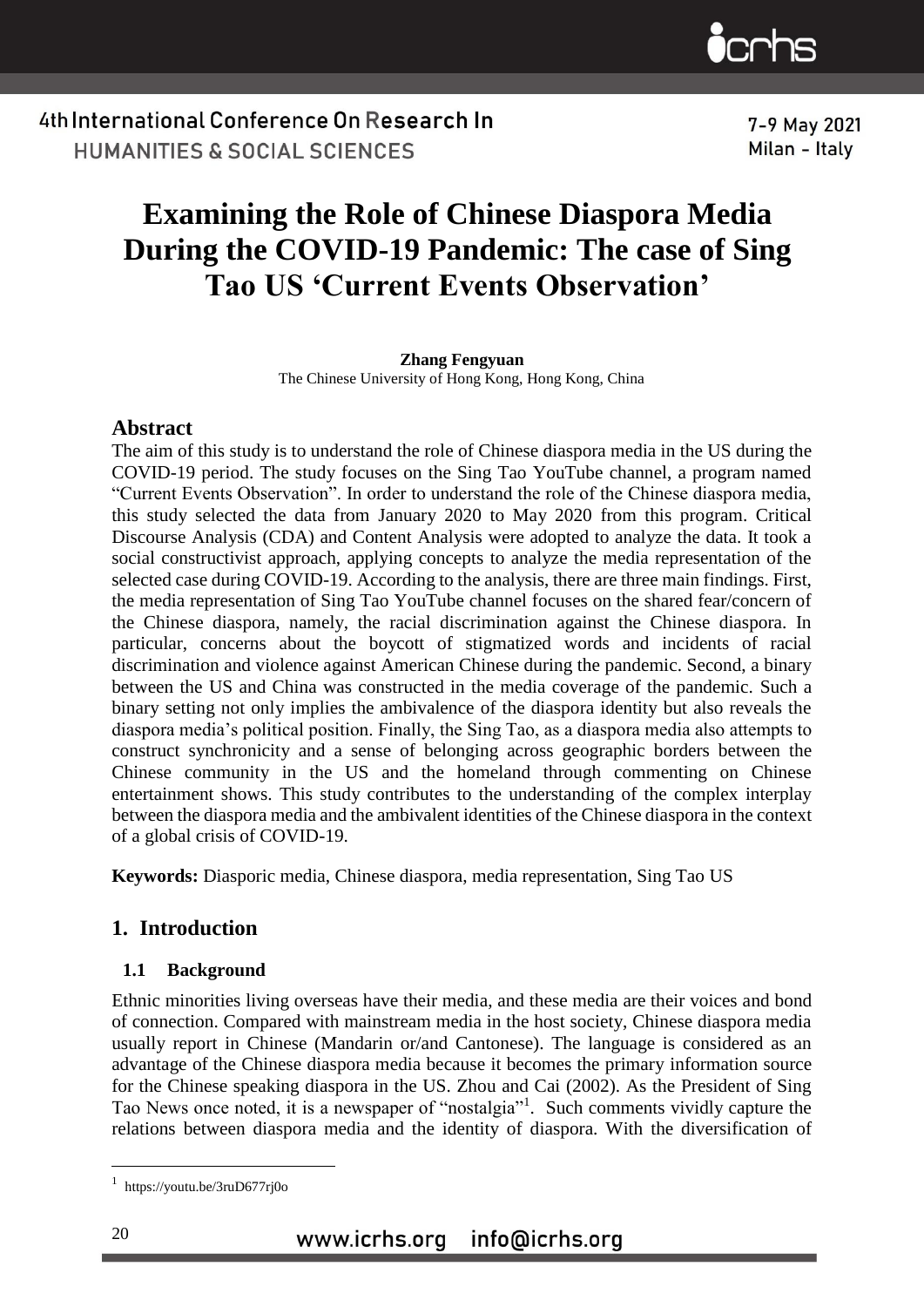# Examining the Role of Chinese Diaspora Media During the COVID-19 Pandemic: The case of Sing Tao US 'Current Events Observation'

**Zhang Fengyuan**
The Chinese University of Hong Kong, Hong Kong, China

## Abstract

The aim of this study is to understand the role of Chinese diaspora media in the US during the COVID-19 period. The study focuses on the Sing Tao YouTube channel, a program named "Current Events Observation". In order to understand the role of the Chinese diaspora media, this study selected the data from January 2020 to May 2020 from this program. Critical Discourse Analysis (CDA) and Content Analysis were adopted to analyze the data. It took a social constructivist approach, applying concepts to analyze the media representation of the selected case during COVID-19. According to the analysis, there are three main findings. First, the media representation of Sing Tao YouTube channel focuses on the shared fear/concern of the Chinese diaspora, namely, the racial discrimination against the Chinese diaspora. In particular, concerns about the boycott of stigmatized words and incidents of racial discrimination and violence against American Chinese during the pandemic. Second, a binary between the US and China was constructed in the media coverage of the pandemic. Such a binary setting not only implies the ambivalence of the diaspora identity but also reveals the diaspora media's political position. Finally, the Sing Tao, as a diaspora media also attempts to construct synchronicity and a sense of belonging across geographic borders between the Chinese community in the US and the homeland through commenting on Chinese entertainment shows. This study contributes to the understanding of the complex interplay between the diaspora media and the ambivalent identities of the Chinese diaspora in the context of a global crisis of COVID-19.

**Keywords:** Diasporic media, Chinese diaspora, media representation, Sing Tao US

## 1. Introduction

### 1.1 Background

Ethnic minorities living overseas have their media, and these media are their voices and bond of connection. Compared with mainstream media in the host society, Chinese diaspora media usually report in Chinese (Mandarin or/and Cantonese). The language is considered as an advantage of the Chinese diaspora media because it becomes the primary information source for the Chinese speaking diaspora in the US. Zhou and Cai (2002). As the President of Sing Tao News once noted, it is a newspaper of "nostalgia"[1]. Such comments vividly capture the relations between diaspora media and the identity of diaspora. With the diversification of

[1] https://youtu.be/3ruD677rj0o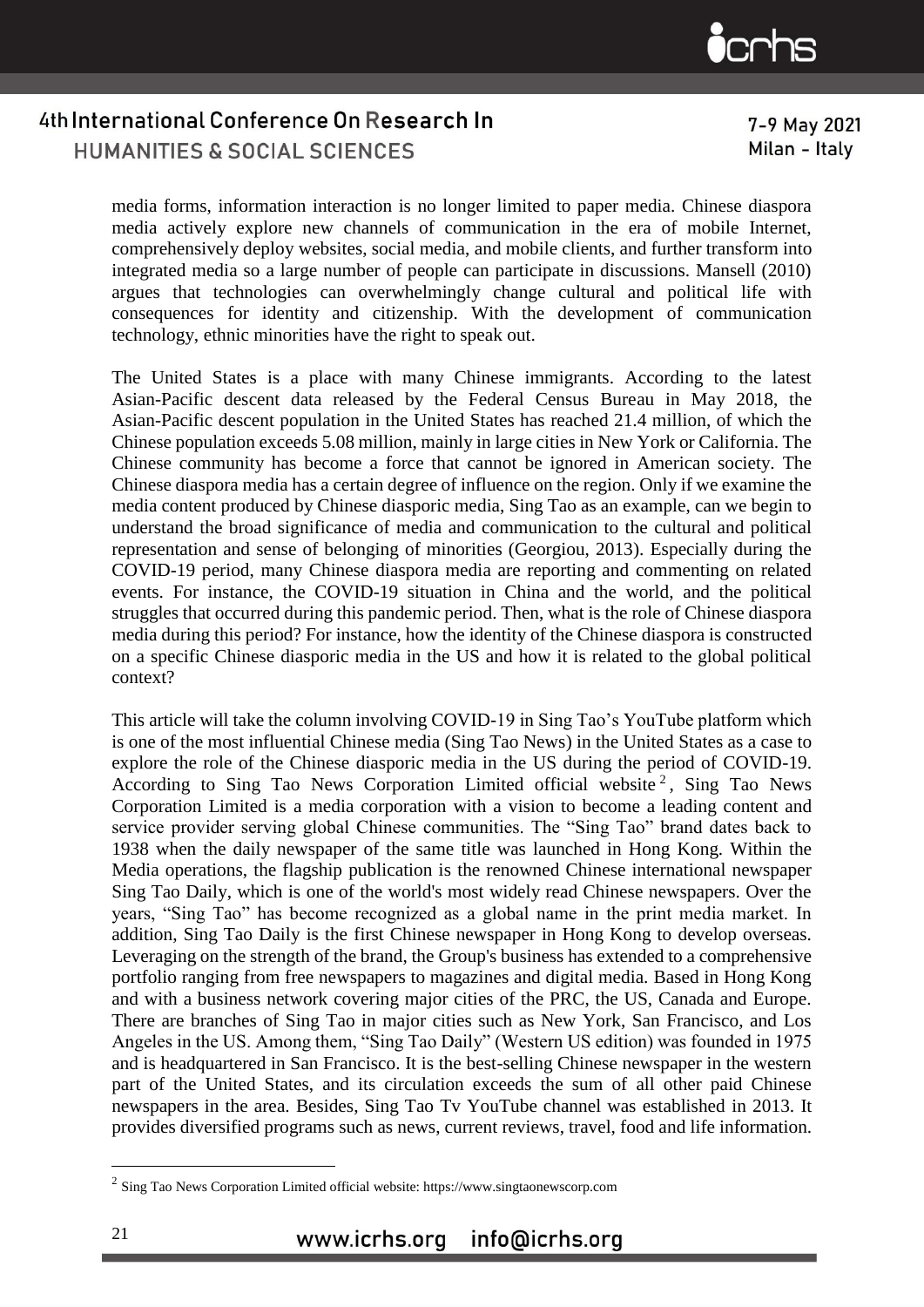media forms, information interaction is no longer limited to paper media. Chinese diaspora media actively explore new channels of communication in the era of mobile Internet, comprehensively deploy websites, social media, and mobile clients, and further transform into integrated media so a large number of people can participate in discussions. Mansell (2010) argues that technologies can overwhelmingly change cultural and political life with consequences for identity and citizenship. With the development of communication technology, ethnic minorities have the right to speak out.

The United States is a place with many Chinese immigrants. According to the latest Asian-Pacific descent data released by the Federal Census Bureau in May 2018, the Asian-Pacific descent population in the United States has reached 21.4 million, of which the Chinese population exceeds 5.08 million, mainly in large cities in New York or California. The Chinese community has become a force that cannot be ignored in American society. The Chinese diaspora media has a certain degree of influence on the region. Only if we examine the media content produced by Chinese diasporic media, Sing Tao as an example, can we begin to understand the broad significance of media and communication to the cultural and political representation and sense of belonging of minorities (Georgiou, 2013). Especially during the COVID-19 period, many Chinese diaspora media are reporting and commenting on related events. For instance, the COVID-19 situation in China and the world, and the political struggles that occurred during this pandemic period. Then, what is the role of Chinese diaspora media during this period? For instance, how the identity of the Chinese diaspora is constructed on a specific Chinese diasporic media in the US and how it is related to the global political context?

This article will take the column involving COVID-19 in Sing Tao's YouTube platform which is one of the most influential Chinese media (Sing Tao News) in the United States as a case to explore the role of the Chinese diasporic media in the US during the period of COVID-19. According to Sing Tao News Corporation Limited official website [2], Sing Tao News Corporation Limited is a media corporation with a vision to become a leading content and service provider serving global Chinese communities. The "Sing Tao" brand dates back to 1938 when the daily newspaper of the same title was launched in Hong Kong. Within the Media operations, the flagship publication is the renowned Chinese international newspaper Sing Tao Daily, which is one of the world's most widely read Chinese newspapers. Over the years, "Sing Tao" has become recognized as a global name in the print media market. In addition, Sing Tao Daily is the first Chinese newspaper in Hong Kong to develop overseas. Leveraging on the strength of the brand, the Group's business has extended to a comprehensive portfolio ranging from free newspapers to magazines and digital media. Based in Hong Kong and with a business network covering major cities of the PRC, the US, Canada and Europe. There are branches of Sing Tao in major cities such as New York, San Francisco, and Los Angeles in the US. Among them, "Sing Tao Daily" (Western US edition) was founded in 1975 and is headquartered in San Francisco. It is the best-selling Chinese newspaper in the western part of the United States, and its circulation exceeds the sum of all other paid Chinese newspapers in the area. Besides, Sing Tao Tv YouTube channel was established in 2013. It provides diversified programs such as news, current reviews, travel, food and life information.

[2] Sing Tao News Corporation Limited official website: https://www.singtaonewscorp.com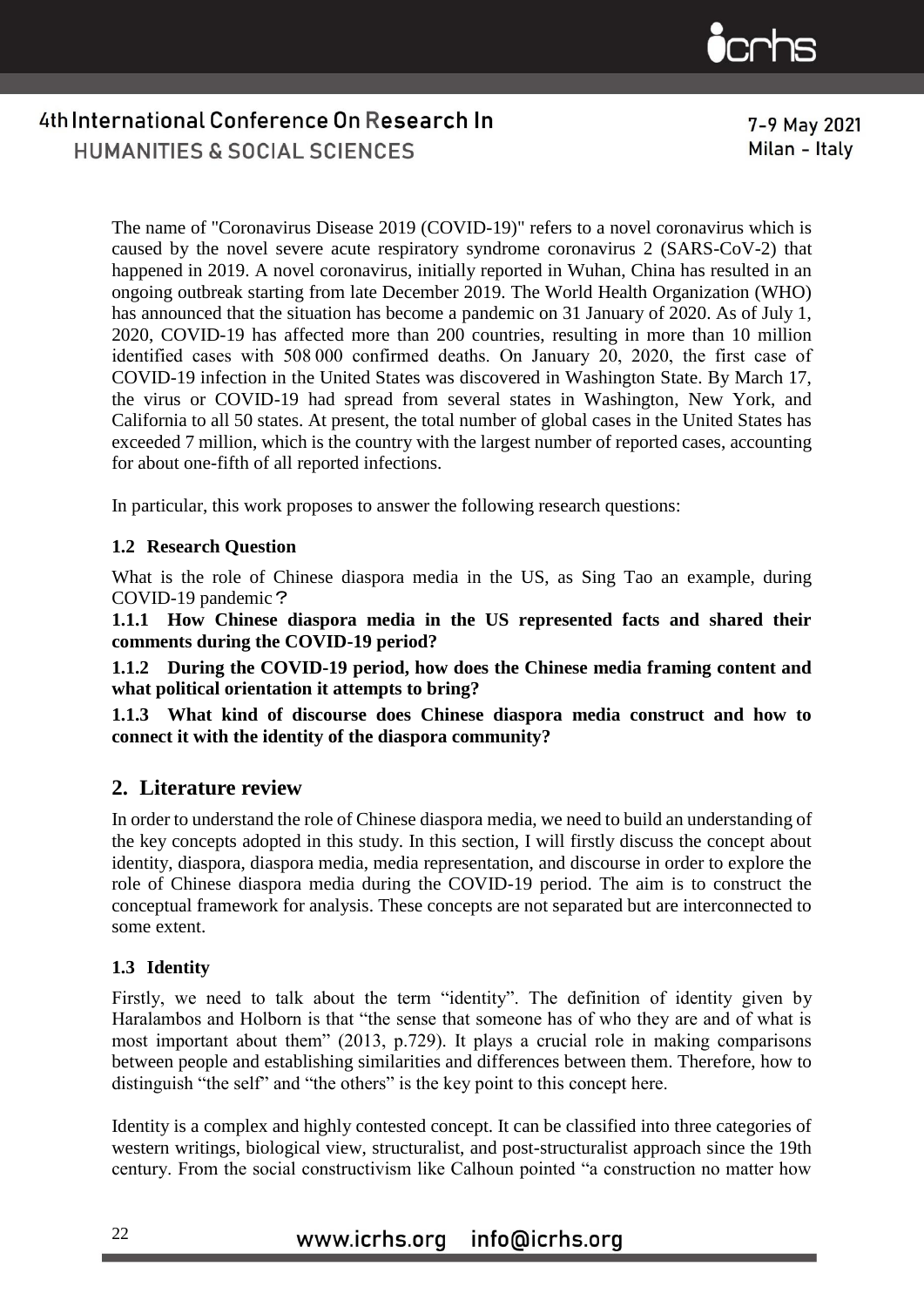The name of "Coronavirus Disease 2019 (COVID-19)" refers to a novel coronavirus which is caused by the novel severe acute respiratory syndrome coronavirus 2 (SARS-CoV-2) that happened in 2019. A novel coronavirus, initially reported in Wuhan, China has resulted in an ongoing outbreak starting from late December 2019. The World Health Organization (WHO) has announced that the situation has become a pandemic on 31 January of 2020. As of July 1, 2020, COVID-19 has affected more than 200 countries, resulting in more than 10 million identified cases with 508 000 confirmed deaths. On January 20, 2020, the first case of COVID-19 infection in the United States was discovered in Washington State. By March 17, the virus or COVID-19 had spread from several states in Washington, New York, and California to all 50 states. At present, the total number of global cases in the United States has exceeded 7 million, which is the country with the largest number of reported cases, accounting for about one-fifth of all reported infections.

In particular, this work proposes to answer the following research questions:

### 1.2 Research Question

What is the role of Chinese diaspora media in the US, as Sing Tao an example, during COVID-19 pandemic？

**1.1.1 How Chinese diaspora media in the US represented facts and shared their comments during the COVID-19 period?**

**1.1.2 During the COVID-19 period, how does the Chinese media framing content and what political orientation it attempts to bring?**

**1.1.3 What kind of discourse does Chinese diaspora media construct and how to connect it with the identity of the diaspora community?**

## 2. Literature review

In order to understand the role of Chinese diaspora media, we need to build an understanding of the key concepts adopted in this study. In this section, I will firstly discuss the concept about identity, diaspora, diaspora media, media representation, and discourse in order to explore the role of Chinese diaspora media during the COVID-19 period. The aim is to construct the conceptual framework for analysis. These concepts are not separated but are interconnected to some extent.

### 1.3 Identity

Firstly, we need to talk about the term "identity". The definition of identity given by Haralambos and Holborn is that "the sense that someone has of who they are and of what is most important about them" (2013, p.729). It plays a crucial role in making comparisons between people and establishing similarities and differences between them. Therefore, how to distinguish "the self" and "the others" is the key point to this concept here.

Identity is a complex and highly contested concept. It can be classified into three categories of western writings, biological view, structuralist, and post-structuralist approach since the 19th century. From the social constructivism like Calhoun pointed "a construction no matter how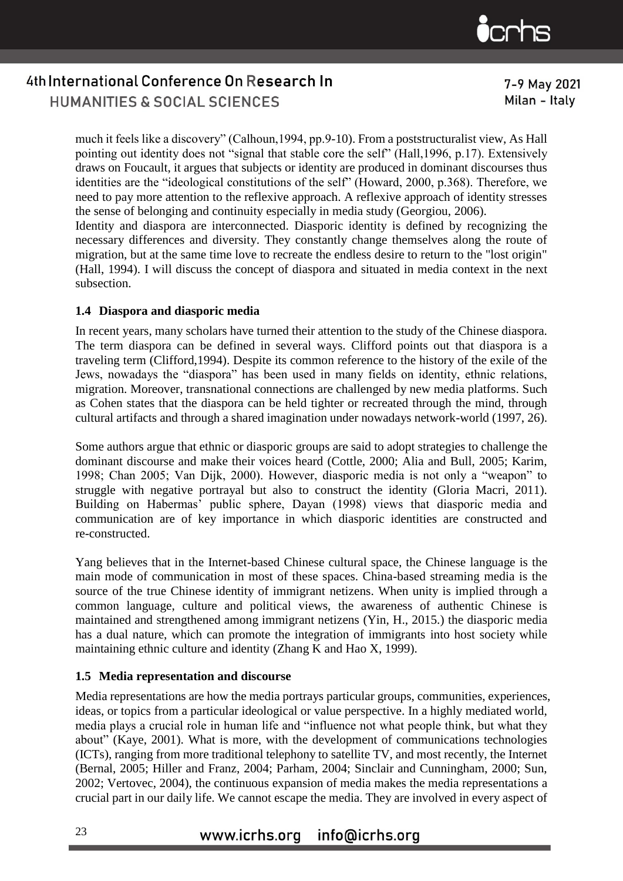much it feels like a discovery" (Calhoun,1994, pp.9-10). From a poststructuralist view, As Hall pointing out identity does not "signal that stable core the self" (Hall,1996, p.17). Extensively draws on Foucault, it argues that subjects or identity are produced in dominant discourses thus identities are the "ideological constitutions of the self" (Howard, 2000, p.368). Therefore, we need to pay more attention to the reflexive approach. A reflexive approach of identity stresses the sense of belonging and continuity especially in media study (Georgiou, 2006).

Identity and diaspora are interconnected. Diasporic identity is defined by recognizing the necessary differences and diversity. They constantly change themselves along the route of migration, but at the same time love to recreate the endless desire to return to the "lost origin" (Hall, 1994). I will discuss the concept of diaspora and situated in media context in the next subsection.

### 1.4 Diaspora and diasporic media

In recent years, many scholars have turned their attention to the study of the Chinese diaspora. The term diaspora can be defined in several ways. Clifford points out that diaspora is a traveling term (Clifford,1994). Despite its common reference to the history of the exile of the Jews, nowadays the "diaspora" has been used in many fields on identity, ethnic relations, migration. Moreover, transnational connections are challenged by new media platforms. Such as Cohen states that the diaspora can be held tighter or recreated through the mind, through cultural artifacts and through a shared imagination under nowadays network-world (1997, 26).

Some authors argue that ethnic or diasporic groups are said to adopt strategies to challenge the dominant discourse and make their voices heard (Cottle, 2000; Alia and Bull, 2005; Karim, 1998; Chan 2005; Van Dijk, 2000). However, diasporic media is not only a "weapon" to struggle with negative portrayal but also to construct the identity (Gloria Macri, 2011). Building on Habermas' public sphere, Dayan (1998) views that diasporic media and communication are of key importance in which diasporic identities are constructed and re-constructed.

Yang believes that in the Internet-based Chinese cultural space, the Chinese language is the main mode of communication in most of these spaces. China-based streaming media is the source of the true Chinese identity of immigrant netizens. When unity is implied through a common language, culture and political views, the awareness of authentic Chinese is maintained and strengthened among immigrant netizens (Yin, H., 2015.) the diasporic media has a dual nature, which can promote the integration of immigrants into host society while maintaining ethnic culture and identity (Zhang K and Hao X, 1999).

### 1.5 Media representation and discourse

Media representations are how the media portrays particular groups, communities, experiences, ideas, or topics from a particular ideological or value perspective. In a highly mediated world, media plays a crucial role in human life and "influence not what people think, but what they about" (Kaye, 2001). What is more, with the development of communications technologies (ICTs), ranging from more traditional telephony to satellite TV, and most recently, the Internet (Bernal, 2005; Hiller and Franz, 2004; Parham, 2004; Sinclair and Cunningham, 2000; Sun, 2002; Vertovec, 2004), the continuous expansion of media makes the media representations a crucial part in our daily life. We cannot escape the media. They are involved in every aspect of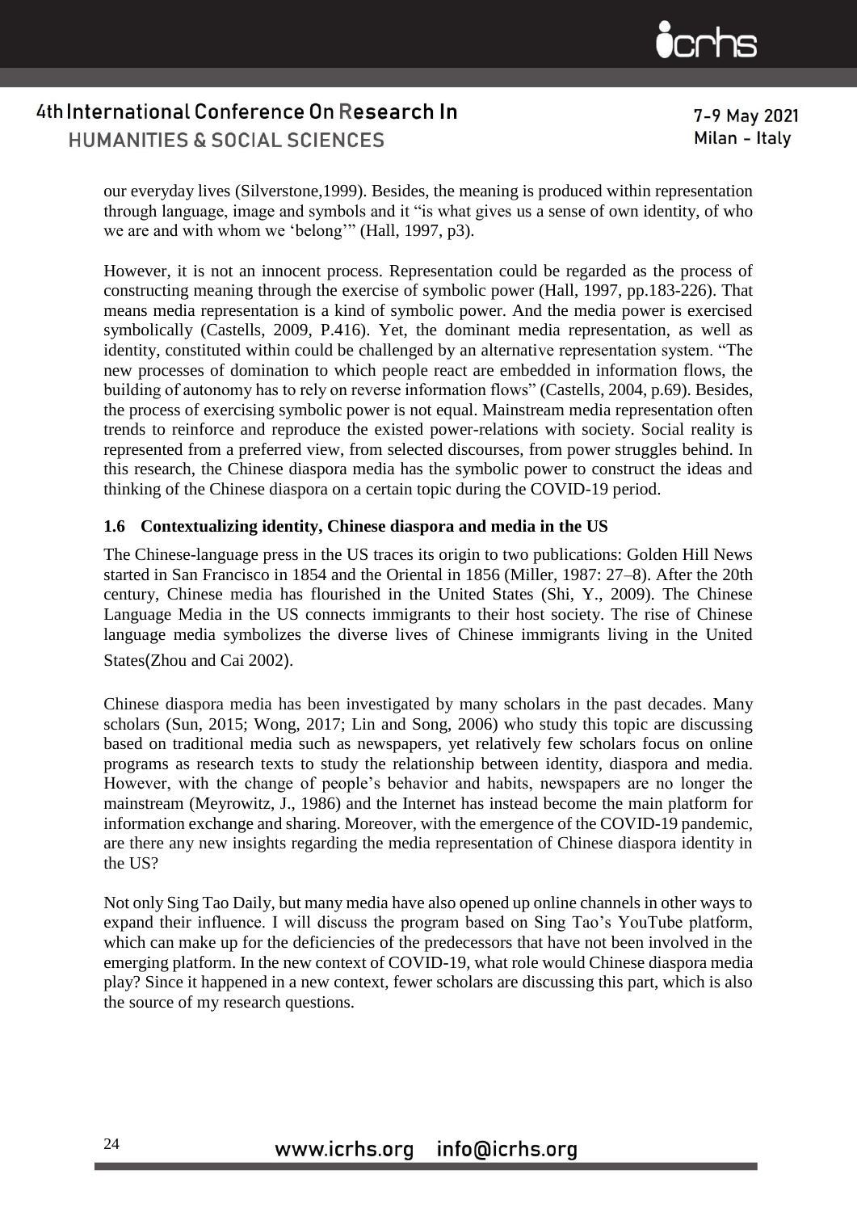our everyday lives (Silverstone,1999). Besides, the meaning is produced within representation through language, image and symbols and it "is what gives us a sense of own identity, of who we are and with whom we 'belong'" (Hall, 1997, p3).

However, it is not an innocent process. Representation could be regarded as the process of constructing meaning through the exercise of symbolic power (Hall, 1997, pp.183-226). That means media representation is a kind of symbolic power. And the media power is exercised symbolically (Castells, 2009, P.416). Yet, the dominant media representation, as well as identity, constituted within could be challenged by an alternative representation system. "The new processes of domination to which people react are embedded in information flows, the building of autonomy has to rely on reverse information flows" (Castells, 2004, p.69). Besides, the process of exercising symbolic power is not equal. Mainstream media representation often trends to reinforce and reproduce the existed power-relations with society. Social reality is represented from a preferred view, from selected discourses, from power struggles behind. In this research, the Chinese diaspora media has the symbolic power to construct the ideas and thinking of the Chinese diaspora on a certain topic during the COVID-19 period.

### 1.6 Contextualizing identity, Chinese diaspora and media in the US

The Chinese-language press in the US traces its origin to two publications: Golden Hill News started in San Francisco in 1854 and the Oriental in 1856 (Miller, 1987: 27–8). After the 20th century, Chinese media has flourished in the United States (Shi, Y., 2009). The Chinese Language Media in the US connects immigrants to their host society. The rise of Chinese language media symbolizes the diverse lives of Chinese immigrants living in the United States(Zhou and Cai 2002).

Chinese diaspora media has been investigated by many scholars in the past decades. Many scholars (Sun, 2015; Wong, 2017; Lin and Song, 2006) who study this topic are discussing based on traditional media such as newspapers, yet relatively few scholars focus on online programs as research texts to study the relationship between identity, diaspora and media. However, with the change of people's behavior and habits, newspapers are no longer the mainstream (Meyrowitz, J., 1986) and the Internet has instead become the main platform for information exchange and sharing. Moreover, with the emergence of the COVID-19 pandemic, are there any new insights regarding the media representation of Chinese diaspora identity in the US?

Not only Sing Tao Daily, but many media have also opened up online channels in other ways to expand their influence. I will discuss the program based on Sing Tao's YouTube platform, which can make up for the deficiencies of the predecessors that have not been involved in the emerging platform. In the new context of COVID-19, what role would Chinese diaspora media play? Since it happened in a new context, fewer scholars are discussing this part, which is also the source of my research questions.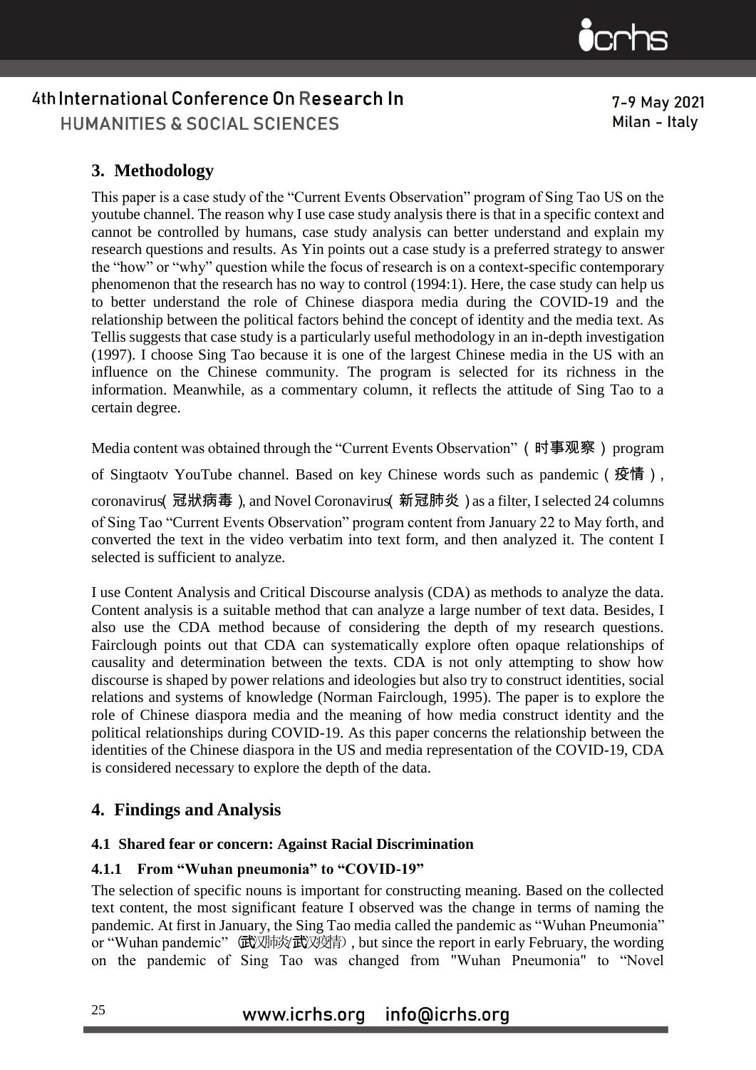## 3. Methodology

This paper is a case study of the "Current Events Observation" program of Sing Tao US on the youtube channel. The reason why I use case study analysis there is that in a specific context and cannot be controlled by humans, case study analysis can better understand and explain my research questions and results. As Yin points out a case study is a preferred strategy to answer the "how" or "why" question while the focus of research is on a context-specific contemporary phenomenon that the research has no way to control (1994:1). Here, the case study can help us to better understand the role of Chinese diaspora media during the COVID-19 and the relationship between the political factors behind the concept of identity and the media text. As Tellis suggests that case study is a particularly useful methodology in an in-depth investigation (1997). I choose Sing Tao because it is one of the largest Chinese media in the US with an influence on the Chinese community. The program is selected for its richness in the information. Meanwhile, as a commentary column, it reflects the attitude of Sing Tao to a certain degree.

Media content was obtained through the "Current Events Observation"（时事观察）program of Singtaotv YouTube channel. Based on key Chinese words such as pandemic（疫情）, coronavirus(冠狀病毒), and Novel Coronavirus(新冠肺炎) as a filter, I selected 24 columns of Sing Tao "Current Events Observation" program content from January 22 to May forth, and converted the text in the video verbatim into text form, and then analyzed it. The content I selected is sufficient to analyze.

I use Content Analysis and Critical Discourse analysis (CDA) as methods to analyze the data. Content analysis is a suitable method that can analyze a large number of text data. Besides, I also use the CDA method because of considering the depth of my research questions. Fairclough points out that CDA can systematically explore often opaque relationships of causality and determination between the texts. CDA is not only attempting to show how discourse is shaped by power relations and ideologies but also try to construct identities, social relations and systems of knowledge (Norman Fairclough, 1995). The paper is to explore the role of Chinese diaspora media and the meaning of how media construct identity and the political relationships during COVID-19. As this paper concerns the relationship between the identities of the Chinese diaspora in the US and media representation of the COVID-19, CDA is considered necessary to explore the depth of the data.

## 4. Findings and Analysis

### 4.1 Shared fear or concern: Against Racial Discrimination

#### 4.1.1 From "Wuhan pneumonia" to "COVID-19"

The selection of specific nouns is important for constructing meaning. Based on the collected text content, the most significant feature I observed was the change in terms of naming the pandemic. At first in January, the Sing Tao media called the pandemic as "Wuhan Pneumonia" or "Wuhan pandemic" (武汉肺炎/武汉疫情), but since the report in early February, the wording on the pandemic of Sing Tao was changed from "Wuhan Pneumonia" to "Novel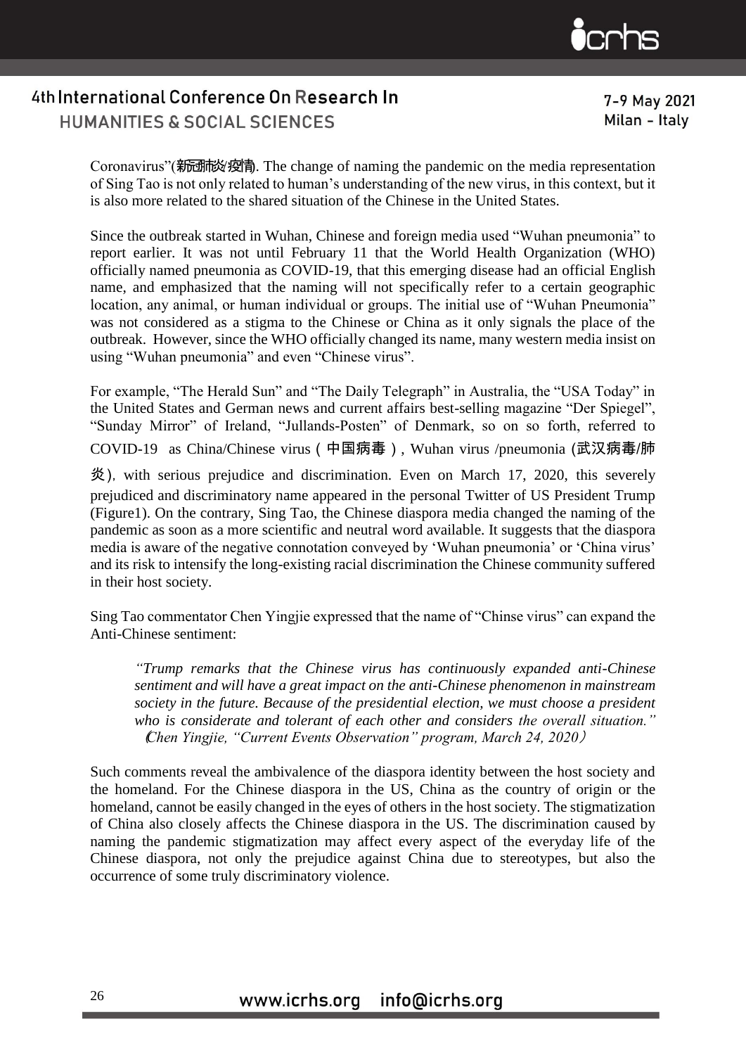Coronavirus"(新冠肺炎/疫情). The change of naming the pandemic on the media representation of Sing Tao is not only related to human's understanding of the new virus, in this context, but it is also more related to the shared situation of the Chinese in the United States.

Since the outbreak started in Wuhan, Chinese and foreign media used "Wuhan pneumonia" to report earlier. It was not until February 11 that the World Health Organization (WHO) officially named pneumonia as COVID-19, that this emerging disease had an official English name, and emphasized that the naming will not specifically refer to a certain geographic location, any animal, or human individual or groups. The initial use of "Wuhan Pneumonia" was not considered as a stigma to the Chinese or China as it only signals the place of the outbreak. However, since the WHO officially changed its name, many western media insist on using "Wuhan pneumonia" and even "Chinese virus".

For example, "The Herald Sun" and "The Daily Telegraph" in Australia, the "USA Today" in the United States and German news and current affairs best-selling magazine "Der Spiegel", "Sunday Mirror" of Ireland, "Jullands-Posten" of Denmark, so on so forth, referred to COVID-19 as China/Chinese virus（中国病毒）, Wuhan virus /pneumonia (武汉病毒/肺炎), with serious prejudice and discrimination. Even on March 17, 2020, this severely prejudiced and discriminatory name appeared in the personal Twitter of US President Trump (Figure1). On the contrary, Sing Tao, the Chinese diaspora media changed the naming of the pandemic as soon as a more scientific and neutral word available. It suggests that the diaspora media is aware of the negative connotation conveyed by 'Wuhan pneumonia' or 'China virus' and its risk to intensify the long-existing racial discrimination the Chinese community suffered in their host society.

Sing Tao commentator Chen Yingjie expressed that the name of "Chinse virus" can expand the Anti-Chinese sentiment:

> *"Trump remarks that the Chinese virus has continuously expanded anti-Chinese sentiment and will have a great impact on the anti-Chinese phenomenon in mainstream society in the future. Because of the presidential election, we must choose a president who is considerate and tolerant of each other and considers the overall situation."* (*Chen Yingjie, "Current Events Observation" program, March 24, 2020*)

Such comments reveal the ambivalence of the diaspora identity between the host society and the homeland. For the Chinese diaspora in the US, China as the country of origin or the homeland, cannot be easily changed in the eyes of others in the host society. The stigmatization of China also closely affects the Chinese diaspora in the US. The discrimination caused by naming the pandemic stigmatization may affect every aspect of the everyday life of the Chinese diaspora, not only the prejudice against China due to stereotypes, but also the occurrence of some truly discriminatory violence.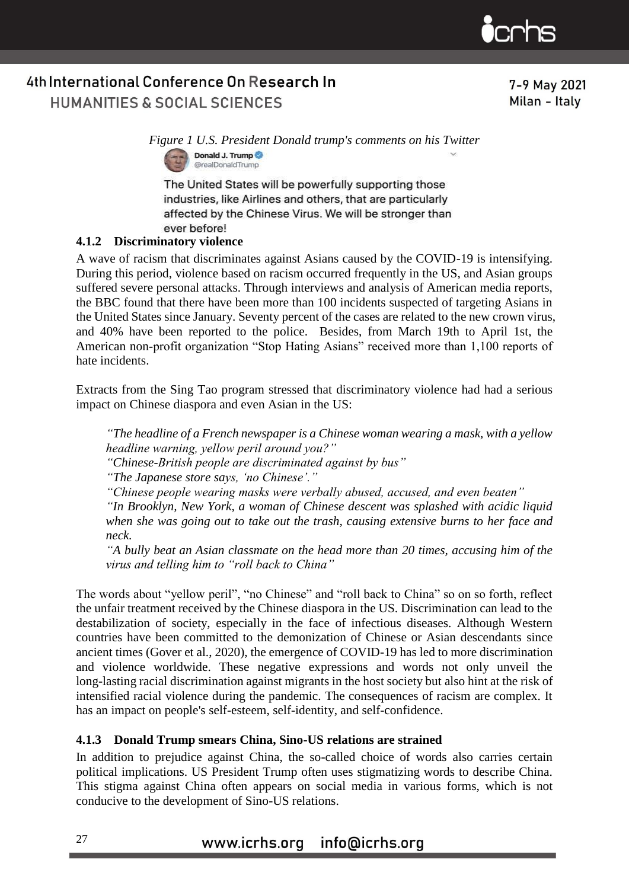*Figure 1 U.S. President Donald trump's comments on his Twitter*

Donald J. Trump
@realDonaldTrump

The United States will be powerfully supporting those industries, like Airlines and others, that are particularly affected by the Chinese Virus. We will be stronger than ever before!

### 4.1.2 Discriminatory violence

A wave of racism that discriminates against Asians caused by the COVID-19 is intensifying. During this period, violence based on racism occurred frequently in the US, and Asian groups suffered severe personal attacks. Through interviews and analysis of American media reports, the BBC found that there have been more than 100 incidents suspected of targeting Asians in the United States since January. Seventy percent of the cases are related to the new crown virus, and 40% have been reported to the police. Besides, from March 19th to April 1st, the American non-profit organization "Stop Hating Asians" received more than 1,100 reports of hate incidents.

Extracts from the Sing Tao program stressed that discriminatory violence had had a serious impact on Chinese diaspora and even Asian in the US:

*"The headline of a French newspaper is a Chinese woman wearing a mask, with a yellow headline warning, yellow peril around you?"*
*"Chinese-British people are discriminated against by bus"*
*"The Japanese store says, 'no Chinese'."*
*"Chinese people wearing masks were verbally abused, accused, and even beaten"*
*"In Brooklyn, New York, a woman of Chinese descent was splashed with acidic liquid when she was going out to take out the trash, causing extensive burns to her face and neck.*
*"A bully beat an Asian classmate on the head more than 20 times, accusing him of the virus and telling him to "roll back to China"*

The words about "yellow peril", "no Chinese" and "roll back to China" so on so forth, reflect the unfair treatment received by the Chinese diaspora in the US. Discrimination can lead to the destabilization of society, especially in the face of infectious diseases. Although Western countries have been committed to the demonization of Chinese or Asian descendants since ancient times (Gover et al., 2020), the emergence of COVID-19 has led to more discrimination and violence worldwide. These negative expressions and words not only unveil the long-lasting racial discrimination against migrants in the host society but also hint at the risk of intensified racial violence during the pandemic. The consequences of racism are complex. It has an impact on people's self-esteem, self-identity, and self-confidence.

### 4.1.3 Donald Trump smears China, Sino-US relations are strained

In addition to prejudice against China, the so-called choice of words also carries certain political implications. US President Trump often uses stigmatizing words to describe China. This stigma against China often appears on social media in various forms, which is not conducive to the development of Sino-US relations.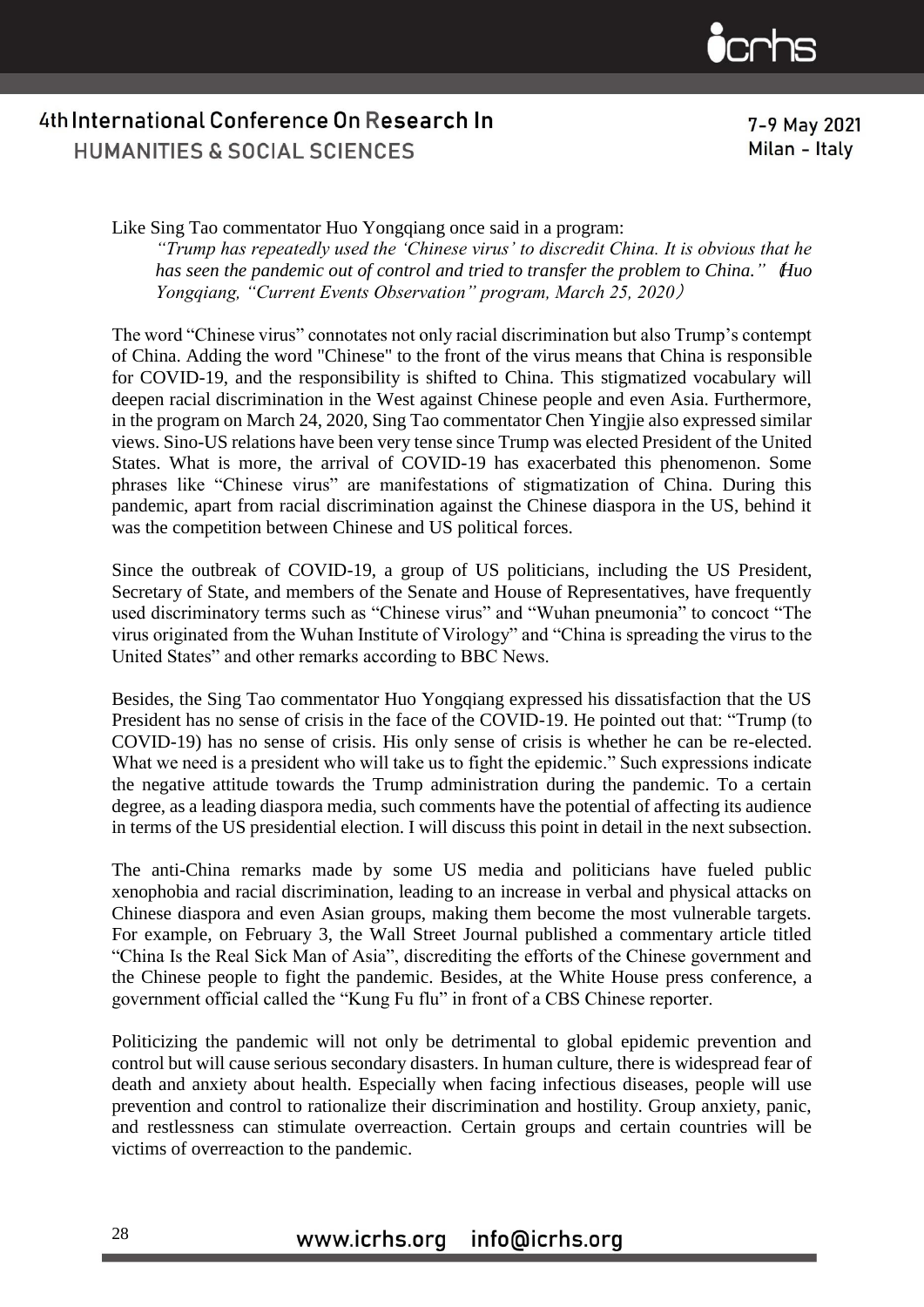Like Sing Tao commentator Huo Yongqiang once said in a program:

> *"Trump has repeatedly used the 'Chinese virus' to discredit China. It is obvious that he has seen the pandemic out of control and tried to transfer the problem to China." (Huo Yongqiang, "Current Events Observation" program, March 25, 2020)*

The word "Chinese virus" connotates not only racial discrimination but also Trump's contempt of China. Adding the word "Chinese" to the front of the virus means that China is responsible for COVID-19, and the responsibility is shifted to China. This stigmatized vocabulary will deepen racial discrimination in the West against Chinese people and even Asia. Furthermore, in the program on March 24, 2020, Sing Tao commentator Chen Yingjie also expressed similar views. Sino-US relations have been very tense since Trump was elected President of the United States. What is more, the arrival of COVID-19 has exacerbated this phenomenon. Some phrases like "Chinese virus" are manifestations of stigmatization of China. During this pandemic, apart from racial discrimination against the Chinese diaspora in the US, behind it was the competition between Chinese and US political forces.

Since the outbreak of COVID-19, a group of US politicians, including the US President, Secretary of State, and members of the Senate and House of Representatives, have frequently used discriminatory terms such as "Chinese virus" and "Wuhan pneumonia" to concoct "The virus originated from the Wuhan Institute of Virology" and "China is spreading the virus to the United States" and other remarks according to BBC News.

Besides, the Sing Tao commentator Huo Yongqiang expressed his dissatisfaction that the US President has no sense of crisis in the face of the COVID-19. He pointed out that: "Trump (to COVID-19) has no sense of crisis. His only sense of crisis is whether he can be re-elected. What we need is a president who will take us to fight the epidemic." Such expressions indicate the negative attitude towards the Trump administration during the pandemic. To a certain degree, as a leading diaspora media, such comments have the potential of affecting its audience in terms of the US presidential election. I will discuss this point in detail in the next subsection.

The anti-China remarks made by some US media and politicians have fueled public xenophobia and racial discrimination, leading to an increase in verbal and physical attacks on Chinese diaspora and even Asian groups, making them become the most vulnerable targets. For example, on February 3, the Wall Street Journal published a commentary article titled "China Is the Real Sick Man of Asia", discrediting the efforts of the Chinese government and the Chinese people to fight the pandemic. Besides, at the White House press conference, a government official called the "Kung Fu flu" in front of a CBS Chinese reporter.

Politicizing the pandemic will not only be detrimental to global epidemic prevention and control but will cause serious secondary disasters. In human culture, there is widespread fear of death and anxiety about health. Especially when facing infectious diseases, people will use prevention and control to rationalize their discrimination and hostility. Group anxiety, panic, and restlessness can stimulate overreaction. Certain groups and certain countries will be victims of overreaction to the pandemic.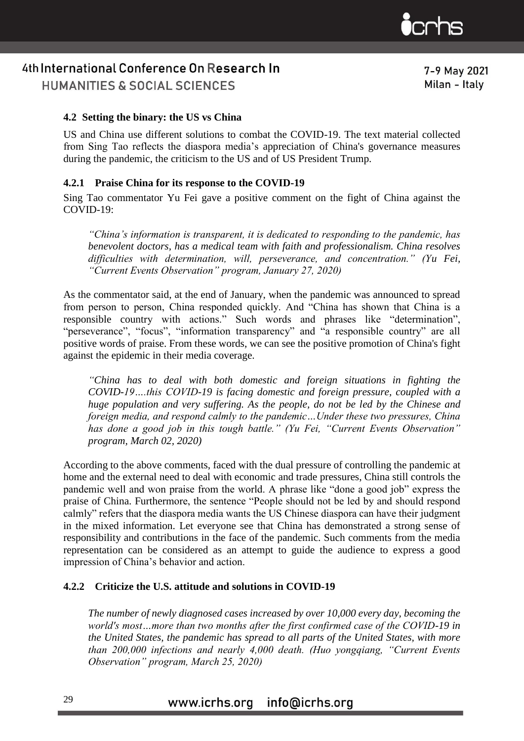### 4.2 Setting the binary: the US vs China

US and China use different solutions to combat the COVID-19. The text material collected from Sing Tao reflects the diaspora media's appreciation of China's governance measures during the pandemic, the criticism to the US and of US President Trump.

#### 4.2.1 Praise China for its response to the COVID-19

Sing Tao commentator Yu Fei gave a positive comment on the fight of China against the COVID-19:

> *"China's information is transparent, it is dedicated to responding to the pandemic, has benevolent doctors, has a medical team with faith and professionalism. China resolves difficulties with determination, will, perseverance, and concentration." (Yu Fei, "Current Events Observation" program, January 27, 2020)*

As the commentator said, at the end of January, when the pandemic was announced to spread from person to person, China responded quickly. And "China has shown that China is a responsible country with actions." Such words and phrases like "determination", "perseverance", "focus", "information transparency" and "a responsible country" are all positive words of praise. From these words, we can see the positive promotion of China's fight against the epidemic in their media coverage.

> *"China has to deal with both domestic and foreign situations in fighting the COVID-19….this COVID-19 is facing domestic and foreign pressure, coupled with a huge population and very suffering. As the people, do not be led by the Chinese and foreign media, and respond calmly to the pandemic…Under these two pressures, China has done a good job in this tough battle." (Yu Fei, "Current Events Observation" program, March 02, 2020)*

According to the above comments, faced with the dual pressure of controlling the pandemic at home and the external need to deal with economic and trade pressures, China still controls the pandemic well and won praise from the world. A phrase like "done a good job" express the praise of China. Furthermore, the sentence "People should not be led by and should respond calmly" refers that the diaspora media wants the US Chinese diaspora can have their judgment in the mixed information. Let everyone see that China has demonstrated a strong sense of responsibility and contributions in the face of the pandemic. Such comments from the media representation can be considered as an attempt to guide the audience to express a good impression of China's behavior and action.

#### 4.2.2 Criticize the U.S. attitude and solutions in COVID-19

> *The number of newly diagnosed cases increased by over 10,000 every day, becoming the world's most…more than two months after the first confirmed case of the COVID-19 in the United States, the pandemic has spread to all parts of the United States, with more than 200,000 infections and nearly 4,000 death. (Huo yongqiang, "Current Events Observation" program, March 25, 2020)*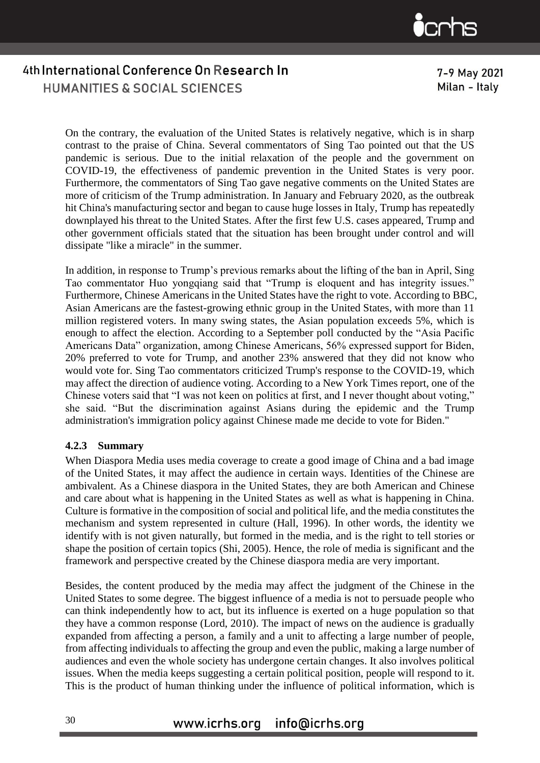On the contrary, the evaluation of the United States is relatively negative, which is in sharp contrast to the praise of China. Several commentators of Sing Tao pointed out that the US pandemic is serious. Due to the initial relaxation of the people and the government on COVID-19, the effectiveness of pandemic prevention in the United States is very poor. Furthermore, the commentators of Sing Tao gave negative comments on the United States are more of criticism of the Trump administration. In January and February 2020, as the outbreak hit China's manufacturing sector and began to cause huge losses in Italy, Trump has repeatedly downplayed his threat to the United States. After the first few U.S. cases appeared, Trump and other government officials stated that the situation has been brought under control and will dissipate "like a miracle" in the summer.

In addition, in response to Trump's previous remarks about the lifting of the ban in April, Sing Tao commentator Huo yongqiang said that "Trump is eloquent and has integrity issues." Furthermore, Chinese Americans in the United States have the right to vote. According to BBC, Asian Americans are the fastest-growing ethnic group in the United States, with more than 11 million registered voters. In many swing states, the Asian population exceeds 5%, which is enough to affect the election. According to a September poll conducted by the "Asia Pacific Americans Data" organization, among Chinese Americans, 56% expressed support for Biden, 20% preferred to vote for Trump, and another 23% answered that they did not know who would vote for. Sing Tao commentators criticized Trump's response to the COVID-19, which may affect the direction of audience voting. According to a New York Times report, one of the Chinese voters said that "I was not keen on politics at first, and I never thought about voting," she said. "But the discrimination against Asians during the epidemic and the Trump administration's immigration policy against Chinese made me decide to vote for Biden."

#### 4.2.3 Summary

When Diaspora Media uses media coverage to create a good image of China and a bad image of the United States, it may affect the audience in certain ways. Identities of the Chinese are ambivalent. As a Chinese diaspora in the United States, they are both American and Chinese and care about what is happening in the United States as well as what is happening in China. Culture is formative in the composition of social and political life, and the media constitutes the mechanism and system represented in culture (Hall, 1996). In other words, the identity we identify with is not given naturally, but formed in the media, and is the right to tell stories or shape the position of certain topics (Shi, 2005). Hence, the role of media is significant and the framework and perspective created by the Chinese diaspora media are very important.

Besides, the content produced by the media may affect the judgment of the Chinese in the United States to some degree. The biggest influence of a media is not to persuade people who can think independently how to act, but its influence is exerted on a huge population so that they have a common response (Lord, 2010). The impact of news on the audience is gradually expanded from affecting a person, a family and a unit to affecting a large number of people, from affecting individuals to affecting the group and even the public, making a large number of audiences and even the whole society has undergone certain changes. It also involves political issues. When the media keeps suggesting a certain political position, people will respond to it. This is the product of human thinking under the influence of political information, which is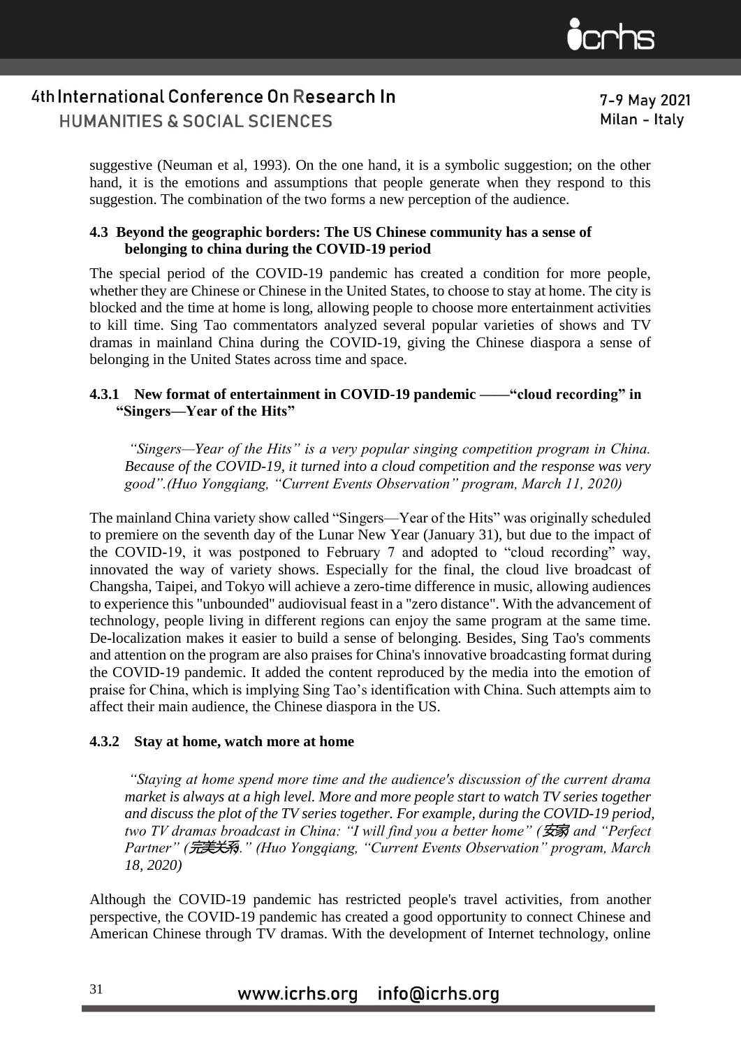suggestive (Neuman et al, 1993). On the one hand, it is a symbolic suggestion; on the other hand, it is the emotions and assumptions that people generate when they respond to this suggestion. The combination of the two forms a new perception of the audience.

### 4.3 Beyond the geographic borders: The US Chinese community has a sense of belonging to china during the COVID-19 period

The special period of the COVID-19 pandemic has created a condition for more people, whether they are Chinese or Chinese in the United States, to choose to stay at home. The city is blocked and the time at home is long, allowing people to choose more entertainment activities to kill time. Sing Tao commentators analyzed several popular varieties of shows and TV dramas in mainland China during the COVID-19, giving the Chinese diaspora a sense of belonging in the United States across time and space.

#### 4.3.1 New format of entertainment in COVID-19 pandemic ——"cloud recording" in "Singers—Year of the Hits"

> *"Singers—Year of the Hits" is a very popular singing competition program in China. Because of the COVID-19, it turned into a cloud competition and the response was very good".(Huo Yongqiang, "Current Events Observation" program, March 11, 2020)*

The mainland China variety show called "Singers—Year of the Hits" was originally scheduled to premiere on the seventh day of the Lunar New Year (January 31), but due to the impact of the COVID-19, it was postponed to February 7 and adopted to "cloud recording" way, innovated the way of variety shows. Especially for the final, the cloud live broadcast of Changsha, Taipei, and Tokyo will achieve a zero-time difference in music, allowing audiences to experience this "unbounded" audiovisual feast in a "zero distance". With the advancement of technology, people living in different regions can enjoy the same program at the same time. De-localization makes it easier to build a sense of belonging. Besides, Sing Tao's comments and attention on the program are also praises for China's innovative broadcasting format during the COVID-19 pandemic. It added the content reproduced by the media into the emotion of praise for China, which is implying Sing Tao's identification with China. Such attempts aim to affect their main audience, the Chinese diaspora in the US.

#### 4.3.2 Stay at home, watch more at home

> *"Staying at home spend more time and the audience's discussion of the current drama market is always at a high level. More and more people start to watch TV series together and discuss the plot of the TV series together. For example, during the COVID-19 period, two TV dramas broadcast in China: "I will find you a better home" (安家 and "Perfect Partner" (完美关系." (Huo Yongqiang, "Current Events Observation" program, March 18, 2020)*

Although the COVID-19 pandemic has restricted people's travel activities, from another perspective, the COVID-19 pandemic has created a good opportunity to connect Chinese and American Chinese through TV dramas. With the development of Internet technology, online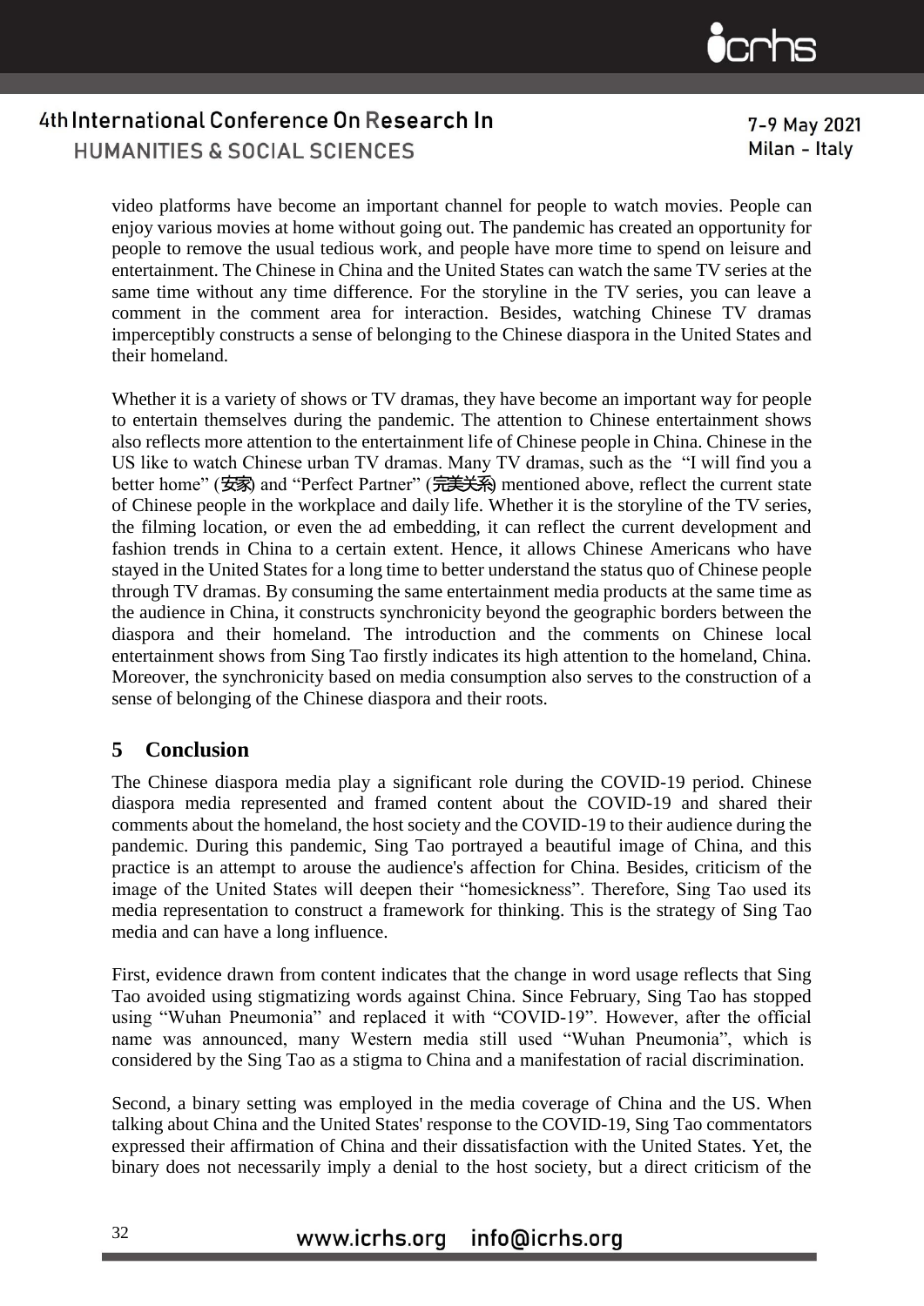video platforms have become an important channel for people to watch movies. People can enjoy various movies at home without going out. The pandemic has created an opportunity for people to remove the usual tedious work, and people have more time to spend on leisure and entertainment. The Chinese in China and the United States can watch the same TV series at the same time without any time difference. For the storyline in the TV series, you can leave a comment in the comment area for interaction. Besides, watching Chinese TV dramas imperceptibly constructs a sense of belonging to the Chinese diaspora in the United States and their homeland.

Whether it is a variety of shows or TV dramas, they have become an important way for people to entertain themselves during the pandemic. The attention to Chinese entertainment shows also reflects more attention to the entertainment life of Chinese people in China. Chinese in the US like to watch Chinese urban TV dramas. Many TV dramas, such as the "I will find you a better home" (安家) and "Perfect Partner" (完美关系) mentioned above, reflect the current state of Chinese people in the workplace and daily life. Whether it is the storyline of the TV series, the filming location, or even the ad embedding, it can reflect the current development and fashion trends in China to a certain extent. Hence, it allows Chinese Americans who have stayed in the United States for a long time to better understand the status quo of Chinese people through TV dramas. By consuming the same entertainment media products at the same time as the audience in China, it constructs synchronicity beyond the geographic borders between the diaspora and their homeland. The introduction and the comments on Chinese local entertainment shows from Sing Tao firstly indicates its high attention to the homeland, China. Moreover, the synchronicity based on media consumption also serves to the construction of a sense of belonging of the Chinese diaspora and their roots.

## 5 Conclusion

The Chinese diaspora media play a significant role during the COVID-19 period. Chinese diaspora media represented and framed content about the COVID-19 and shared their comments about the homeland, the host society and the COVID-19 to their audience during the pandemic. During this pandemic, Sing Tao portrayed a beautiful image of China, and this practice is an attempt to arouse the audience's affection for China. Besides, criticism of the image of the United States will deepen their "homesickness". Therefore, Sing Tao used its media representation to construct a framework for thinking. This is the strategy of Sing Tao media and can have a long influence.

First, evidence drawn from content indicates that the change in word usage reflects that Sing Tao avoided using stigmatizing words against China. Since February, Sing Tao has stopped using "Wuhan Pneumonia" and replaced it with "COVID-19". However, after the official name was announced, many Western media still used "Wuhan Pneumonia", which is considered by the Sing Tao as a stigma to China and a manifestation of racial discrimination.

Second, a binary setting was employed in the media coverage of China and the US. When talking about China and the United States' response to the COVID-19, Sing Tao commentators expressed their affirmation of China and their dissatisfaction with the United States. Yet, the binary does not necessarily imply a denial to the host society, but a direct criticism of the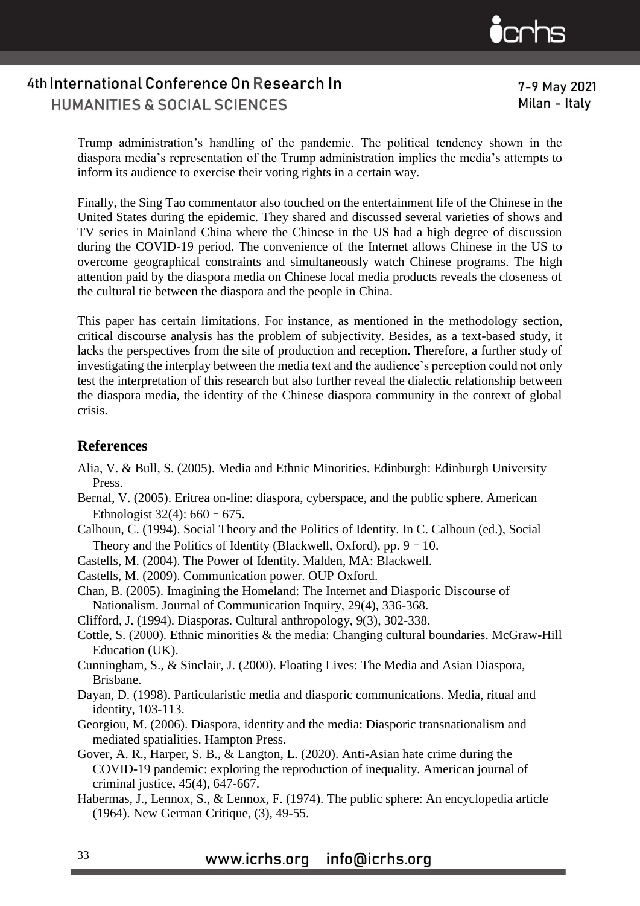Trump administration's handling of the pandemic. The political tendency shown in the diaspora media's representation of the Trump administration implies the media's attempts to inform its audience to exercise their voting rights in a certain way.

Finally, the Sing Tao commentator also touched on the entertainment life of the Chinese in the United States during the epidemic. They shared and discussed several varieties of shows and TV series in Mainland China where the Chinese in the US had a high degree of discussion during the COVID-19 period. The convenience of the Internet allows Chinese in the US to overcome geographical constraints and simultaneously watch Chinese programs. The high attention paid by the diaspora media on Chinese local media products reveals the closeness of the cultural tie between the diaspora and the people in China.

This paper has certain limitations. For instance, as mentioned in the methodology section, critical discourse analysis has the problem of subjectivity. Besides, as a text-based study, it lacks the perspectives from the site of production and reception. Therefore, a further study of investigating the interplay between the media text and the audience's perception could not only test the interpretation of this research but also further reveal the dialectic relationship between the diaspora media, the identity of the Chinese diaspora community in the context of global crisis.

## References

Alia, V. & Bull, S. (2005). Media and Ethnic Minorities. Edinburgh: Edinburgh University Press.

Bernal, V. (2005). Eritrea on-line: diaspora, cyberspace, and the public sphere. American Ethnologist 32(4): 660 – 675.

Calhoun, C. (1994). Social Theory and the Politics of Identity. In C. Calhoun (ed.), Social Theory and the Politics of Identity (Blackwell, Oxford), pp. 9 – 10.

Castells, M. (2004). The Power of Identity. Malden, MA: Blackwell.

Castells, M. (2009). Communication power. OUP Oxford.

Chan, B. (2005). Imagining the Homeland: The Internet and Diasporic Discourse of Nationalism. Journal of Communication Inquiry, 29(4), 336-368.

Clifford, J. (1994). Diasporas. Cultural anthropology, 9(3), 302-338.

Cottle, S. (2000). Ethnic minorities & the media: Changing cultural boundaries. McGraw-Hill Education (UK).

Cunningham, S., & Sinclair, J. (2000). Floating Lives: The Media and Asian Diaspora, Brisbane.

Dayan, D. (1998). Particularistic media and diasporic communications. Media, ritual and identity, 103-113.

Georgiou, M. (2006). Diaspora, identity and the media: Diasporic transnationalism and mediated spatialities. Hampton Press.

Gover, A. R., Harper, S. B., & Langton, L. (2020). Anti-Asian hate crime during the COVID-19 pandemic: exploring the reproduction of inequality. American journal of criminal justice, 45(4), 647-667.

Habermas, J., Lennox, S., & Lennox, F. (1974). The public sphere: An encyclopedia article (1964). New German Critique, (3), 49-55.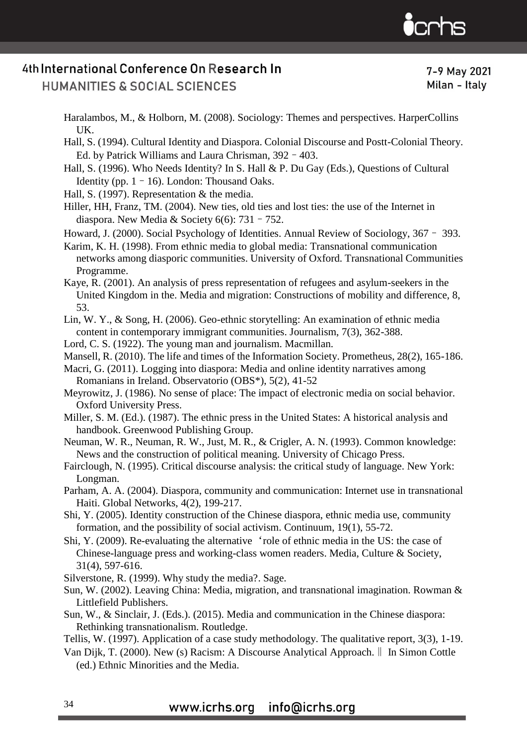Haralambos, M., & Holborn, M. (2008). Sociology: Themes and perspectives. HarperCollins UK.

Hall, S. (1994). Cultural Identity and Diaspora. Colonial Discourse and Postt-Colonial Theory. Ed. by Patrick Williams and Laura Chrisman, 392 – 403.

Hall, S. (1996). Who Needs Identity? In S. Hall & P. Du Gay (Eds.), Questions of Cultural Identity (pp. 1 – 16). London: Thousand Oaks.

Hall, S. (1997). Representation & the media.

Hiller, HH, Franz, TM. (2004). New ties, old ties and lost ties: the use of the Internet in diaspora. New Media & Society 6(6): 731 – 752.

Howard, J. (2000). Social Psychology of Identities. Annual Review of Sociology, 367 – 393.

Karim, K. H. (1998). From ethnic media to global media: Transnational communication networks among diasporic communities. University of Oxford. Transnational Communities Programme.

Kaye, R. (2001). An analysis of press representation of refugees and asylum-seekers in the United Kingdom in the. Media and migration: Constructions of mobility and difference, 8, 53.

Lin, W. Y., & Song, H. (2006). Geo-ethnic storytelling: An examination of ethnic media content in contemporary immigrant communities. Journalism, 7(3), 362-388.

Lord, C. S. (1922). The young man and journalism. Macmillan.

Mansell, R. (2010). The life and times of the Information Society. Prometheus, 28(2), 165-186.

Macri, G. (2011). Logging into diaspora: Media and online identity narratives among Romanians in Ireland. Observatorio (OBS*), 5(2), 41-52

Meyrowitz, J. (1986). No sense of place: The impact of electronic media on social behavior. Oxford University Press.

Miller, S. M. (Ed.). (1987). The ethnic press in the United States: A historical analysis and handbook. Greenwood Publishing Group.

Neuman, W. R., Neuman, R. W., Just, M. R., & Crigler, A. N. (1993). Common knowledge: News and the construction of political meaning. University of Chicago Press.

Fairclough, N. (1995). Critical discourse analysis: the critical study of language. New York: Longman.

Parham, A. A. (2004). Diaspora, community and communication: Internet use in transnational Haiti. Global Networks, 4(2), 199-217.

Shi, Y. (2005). Identity construction of the Chinese diaspora, ethnic media use, community formation, and the possibility of social activism. Continuum, 19(1), 55-72.

Shi, Y. (2009). Re-evaluating the alternative 'role of ethnic media in the US: the case of Chinese-language press and working-class women readers. Media, Culture & Society, 31(4), 597-616.

Silverstone, R. (1999). Why study the media?. Sage.

Sun, W. (2002). Leaving China: Media, migration, and transnational imagination. Rowman & Littlefield Publishers.

Sun, W., & Sinclair, J. (Eds.). (2015). Media and communication in the Chinese diaspora: Rethinking transnationalism. Routledge.

Tellis, W. (1997). Application of a case study methodology. The qualitative report, 3(3), 1-19.

Van Dijk, T. (2000). New (s) Racism: A Discourse Analytical Approach. ‖ In Simon Cottle (ed.) Ethnic Minorities and the Media.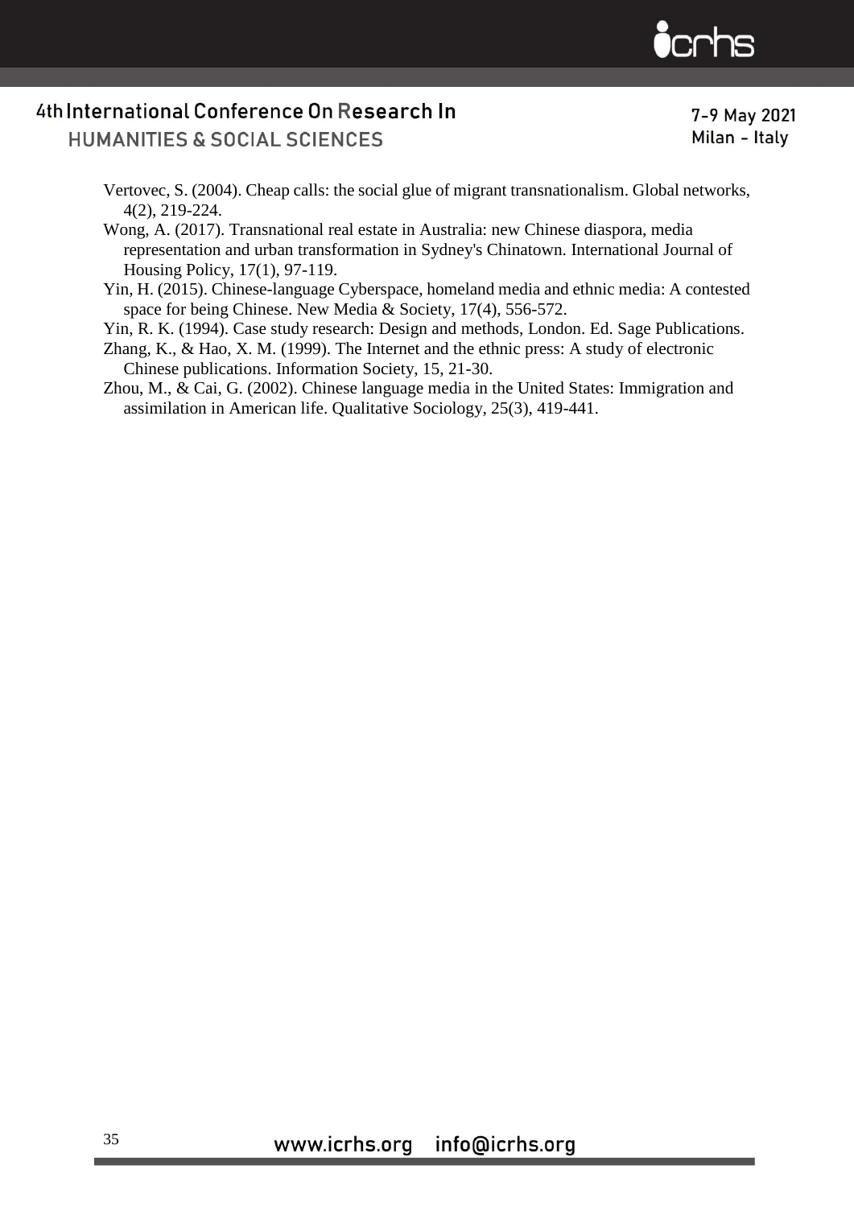Vertovec, S. (2004). Cheap calls: the social glue of migrant transnationalism. Global networks, 4(2), 219-224.

Wong, A. (2017). Transnational real estate in Australia: new Chinese diaspora, media representation and urban transformation in Sydney's Chinatown. International Journal of Housing Policy, 17(1), 97-119.

Yin, H. (2015). Chinese-language Cyberspace, homeland media and ethnic media: A contested space for being Chinese. New Media & Society, 17(4), 556-572.

Yin, R. K. (1994). Case study research: Design and methods, London. Ed. Sage Publications.

Zhang, K., & Hao, X. M. (1999). The Internet and the ethnic press: A study of electronic Chinese publications. Information Society, 15, 21-30.

Zhou, M., & Cai, G. (2002). Chinese language media in the United States: Immigration and assimilation in American life. Qualitative Sociology, 25(3), 419-441.